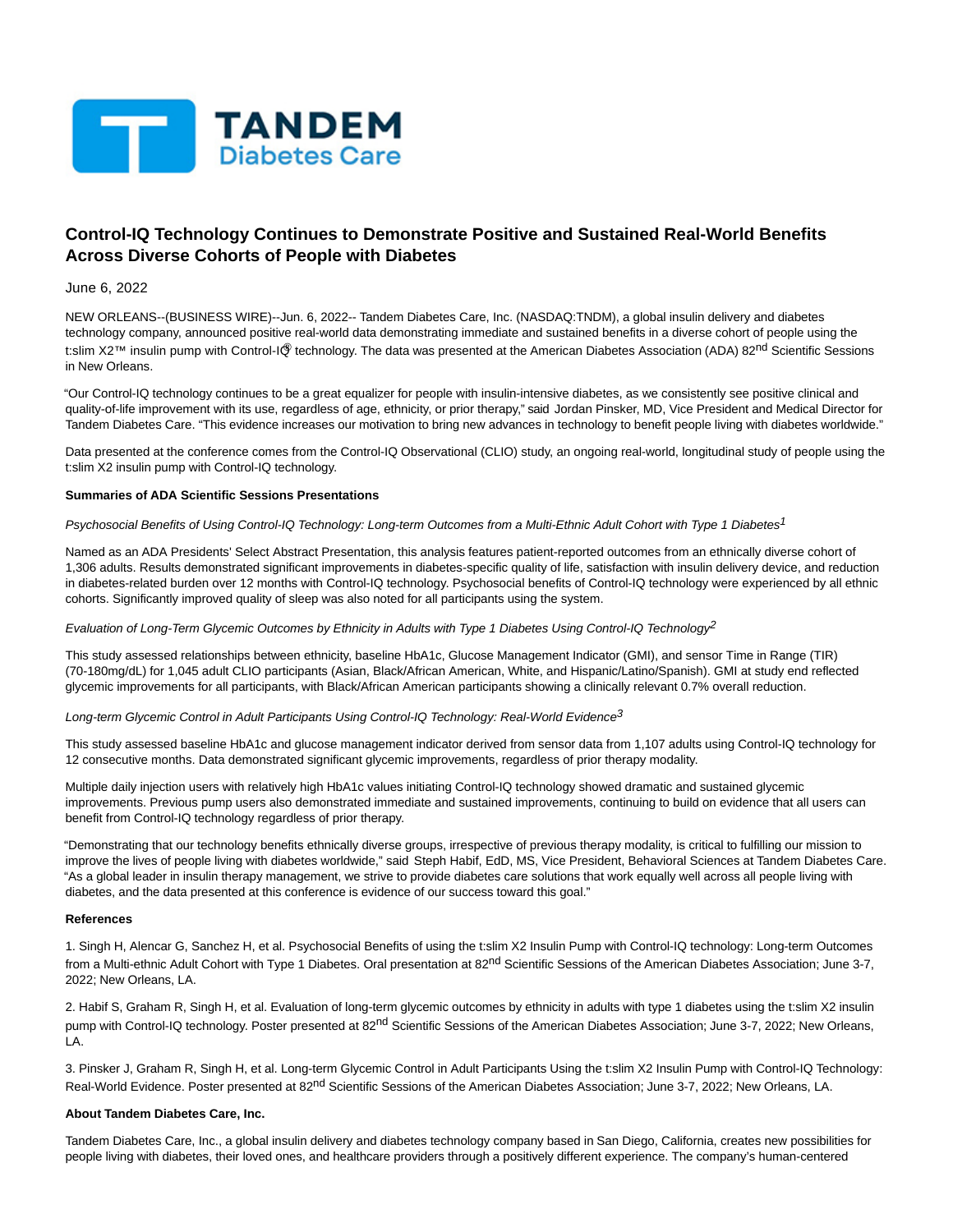# Control-IQ Technology Continues to Demonstrate Positive and Sustained Real-World Benefits Across Diverse Cohorts of People with Diabetes

June 6, 2022

NEW ORLEANS--(BUSINESS WIRE)--Jun. 6, 2022-- Tandem Diabetes Care, Inc. (NASDAQ:TNDM), a global insulin delivery and diabetes technology company, announced positive real-world data demonstrating immediate and sustained benefits in a diverse cohort of people using the t:slim X2™ insulin pump with Control-IQ® technology. The data was presented at the American Diabetes Association (ADA) 82nd Scientific Sessions in New Orleans.

"Our Control-IQ technology continues to be a great equalizer for people with insulin-intensive diabetes, as we consistently see positive clinical and quality-of-life improvement with its use, regardless of age, ethnicity, or prior therapy," said Jordan Pinsker, MD, Vice President and Medical Director for Tandem Diabetes Care. "This evidence increases our motivation to bring new advances in technology to benefit people living with diabetes worldwide."

Data presented at the conference comes from the Control-IQ Observational (CLIO) study, an ongoing real-world, longitudinal study of people using the t:slim X2 insulin pump with Control-IQ technology.

**Summaries of ADA Scientific Sessions Presentations**

*Psychosocial Benefits of Using Control-IQ Technology: Long-term Outcomes from a Multi-Ethnic Adult Cohort with Type 1 Diabetes*[1]

Named as an ADA Presidents' Select Abstract Presentation, this analysis features patient-reported outcomes from an ethnically diverse cohort of 1,306 adults. Results demonstrated significant improvements in diabetes-specific quality of life, satisfaction with insulin delivery device, and reduction in diabetes-related burden over 12 months with Control-IQ technology. Psychosocial benefits of Control-IQ technology were experienced by all ethnic cohorts. Significantly improved quality of sleep was also noted for all participants using the system.

*Evaluation of Long-Term Glycemic Outcomes by Ethnicity in Adults with Type 1 Diabetes Using Control-IQ Technology*[2]

This study assessed relationships between ethnicity, baseline HbA1c, Glucose Management Indicator (GMI), and sensor Time in Range (TIR) (70-180mg/dL) for 1,045 adult CLIO participants (Asian, Black/African American, White, and Hispanic/Latino/Spanish). GMI at study end reflected glycemic improvements for all participants, with Black/African American participants showing a clinically relevant 0.7% overall reduction.

*Long-term Glycemic Control in Adult Participants Using Control-IQ Technology: Real-World Evidence*[3]

This study assessed baseline HbA1c and glucose management indicator derived from sensor data from 1,107 adults using Control-IQ technology for 12 consecutive months. Data demonstrated significant glycemic improvements, regardless of prior therapy modality.

Multiple daily injection users with relatively high HbA1c values initiating Control-IQ technology showed dramatic and sustained glycemic improvements. Previous pump users also demonstrated immediate and sustained improvements, continuing to build on evidence that all users can benefit from Control-IQ technology regardless of prior therapy.

"Demonstrating that our technology benefits ethnically diverse groups, irrespective of previous therapy modality, is critical to fulfilling our mission to improve the lives of people living with diabetes worldwide," said Steph Habif, EdD, MS, Vice President, Behavioral Sciences at Tandem Diabetes Care. "As a global leader in insulin therapy management, we strive to provide diabetes care solutions that work equally well across all people living with diabetes, and the data presented at this conference is evidence of our success toward this goal."

**References**

1. Singh H, Alencar G, Sanchez H, et al. Psychosocial Benefits of using the t:slim X2 Insulin Pump with Control-IQ technology: Long-term Outcomes from a Multi-ethnic Adult Cohort with Type 1 Diabetes. Oral presentation at 82nd Scientific Sessions of the American Diabetes Association; June 3-7, 2022; New Orleans, LA.

2. Habif S, Graham R, Singh H, et al. Evaluation of long-term glycemic outcomes by ethnicity in adults with type 1 diabetes using the t:slim X2 insulin pump with Control-IQ technology. Poster presented at 82nd Scientific Sessions of the American Diabetes Association; June 3-7, 2022; New Orleans, LA.

3. Pinsker J, Graham R, Singh H, et al. Long-term Glycemic Control in Adult Participants Using the t:slim X2 Insulin Pump with Control-IQ Technology: Real-World Evidence. Poster presented at 82nd Scientific Sessions of the American Diabetes Association; June 3-7, 2022; New Orleans, LA.

**About Tandem Diabetes Care, Inc.**

Tandem Diabetes Care, Inc., a global insulin delivery and diabetes technology company based in San Diego, California, creates new possibilities for people living with diabetes, their loved ones, and healthcare providers through a positively different experience. The company's human-centered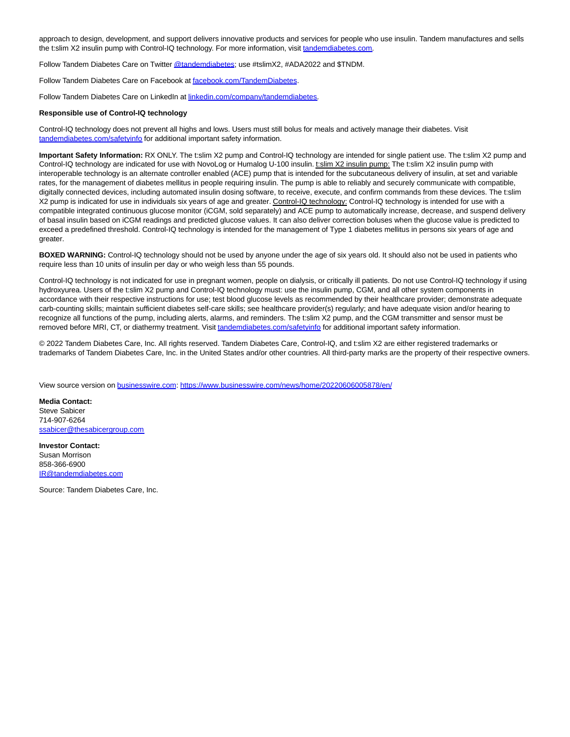approach to design, development, and support delivers innovative products and services for people who use insulin. Tandem manufactures and sells the t:slim X2 insulin pump with Control-IQ technology. For more information, visit tandemdiabetes.com.

Follow Tandem Diabetes Care on Twitter @tandemdiabetes; use #tslimX2, #ADA2022 and $TNDM.

Follow Tandem Diabetes Care on Facebook at facebook.com/TandemDiabetes.

Follow Tandem Diabetes Care on LinkedIn at linkedin.com/company/tandemdiabetes.

**Responsible use of Control-IQ technology**

Control-IQ technology does not prevent all highs and lows. Users must still bolus for meals and actively manage their diabetes. Visit tandemdiabetes.com/safetyinfo for additional important safety information.

**Important Safety Information:** RX ONLY. The t:slim X2 pump and Control-IQ technology are intended for single patient use. The t:slim X2 pump and Control-IQ technology are indicated for use with NovoLog or Humalog U-100 insulin. t:slim X2 insulin pump: The t:slim X2 insulin pump with interoperable technology is an alternate controller enabled (ACE) pump that is intended for the subcutaneous delivery of insulin, at set and variable rates, for the management of diabetes mellitus in people requiring insulin. The pump is able to reliably and securely communicate with compatible, digitally connected devices, including automated insulin dosing software, to receive, execute, and confirm commands from these devices. The t:slim X2 pump is indicated for use in individuals six years of age and greater. Control-IQ technology: Control-IQ technology is intended for use with a compatible integrated continuous glucose monitor (iCGM, sold separately) and ACE pump to automatically increase, decrease, and suspend delivery of basal insulin based on iCGM readings and predicted glucose values. It can also deliver correction boluses when the glucose value is predicted to exceed a predefined threshold. Control-IQ technology is intended for the management of Type 1 diabetes mellitus in persons six years of age and greater.

**BOXED WARNING:** Control-IQ technology should not be used by anyone under the age of six years old. It should also not be used in patients who require less than 10 units of insulin per day or who weigh less than 55 pounds.

Control-IQ technology is not indicated for use in pregnant women, people on dialysis, or critically ill patients. Do not use Control-IQ technology if using hydroxyurea. Users of the t:slim X2 pump and Control-IQ technology must: use the insulin pump, CGM, and all other system components in accordance with their respective instructions for use; test blood glucose levels as recommended by their healthcare provider; demonstrate adequate carb-counting skills; maintain sufficient diabetes self-care skills; see healthcare provider(s) regularly; and have adequate vision and/or hearing to recognize all functions of the pump, including alerts, alarms, and reminders. The t:slim X2 pump, and the CGM transmitter and sensor must be removed before MRI, CT, or diathermy treatment. Visit tandemdiabetes.com/safetyinfo for additional important safety information.

© 2022 Tandem Diabetes Care, Inc. All rights reserved. Tandem Diabetes Care, Control-IQ, and t:slim X2 are either registered trademarks or trademarks of Tandem Diabetes Care, Inc. in the United States and/or other countries. All third-party marks are the property of their respective owners.

View source version on businesswire.com: https://www.businesswire.com/news/home/20220606005878/en/

**Media Contact:**
Steve Sabicer
714-907-6264
ssabicer@thesabicergroup.com

**Investor Contact:**
Susan Morrison
858-366-6900
IR@tandemdiabetes.com

Source: Tandem Diabetes Care, Inc.